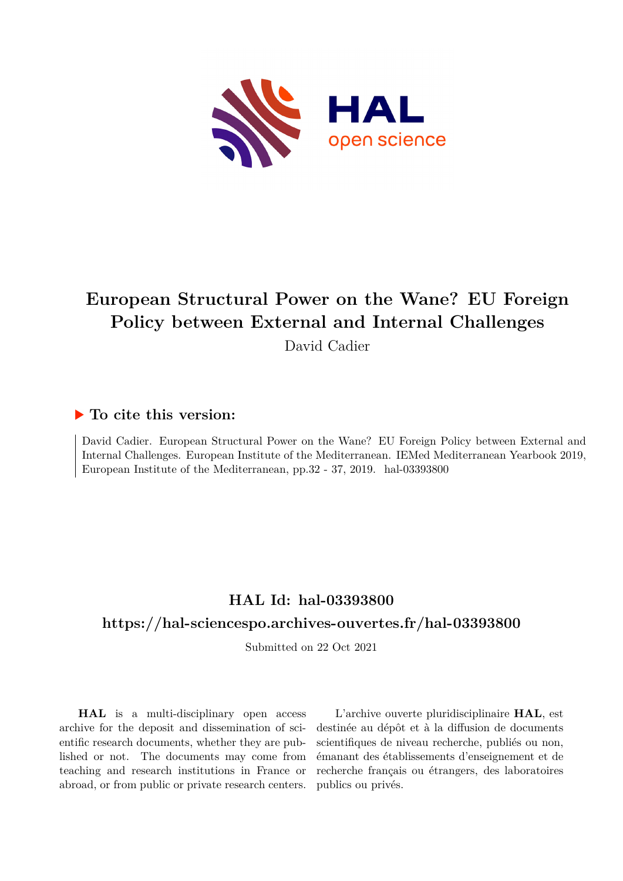# European Structural Power on the Wane? EU Foreign Policy between External and Internal Challenges

David Cadier

## ▶ To cite this version:

David Cadier. European Structural Power on the Wane? EU Foreign Policy between External and Internal Challenges. European Institute of the Mediterranean. IEMed Mediterranean Yearbook 2019, European Institute of the Mediterranean, pp.32 - 37, 2019. hal-03393800

## HAL Id: hal-03393800

## https://hal-sciencespo.archives-ouvertes.fr/hal-03393800

Submitted on 22 Oct 2021

**HAL** is a multi-disciplinary open access archive for the deposit and dissemination of scientific research documents, whether they are published or not. The documents may come from teaching and research institutions in France or abroad, or from public or private research centers.

L'archive ouverte pluridisciplinaire **HAL**, est destinée au dépôt et à la diffusion de documents scientifiques de niveau recherche, publiés ou non, émanant des établissements d'enseignement et de recherche français ou étrangers, des laboratoires publics ou privés.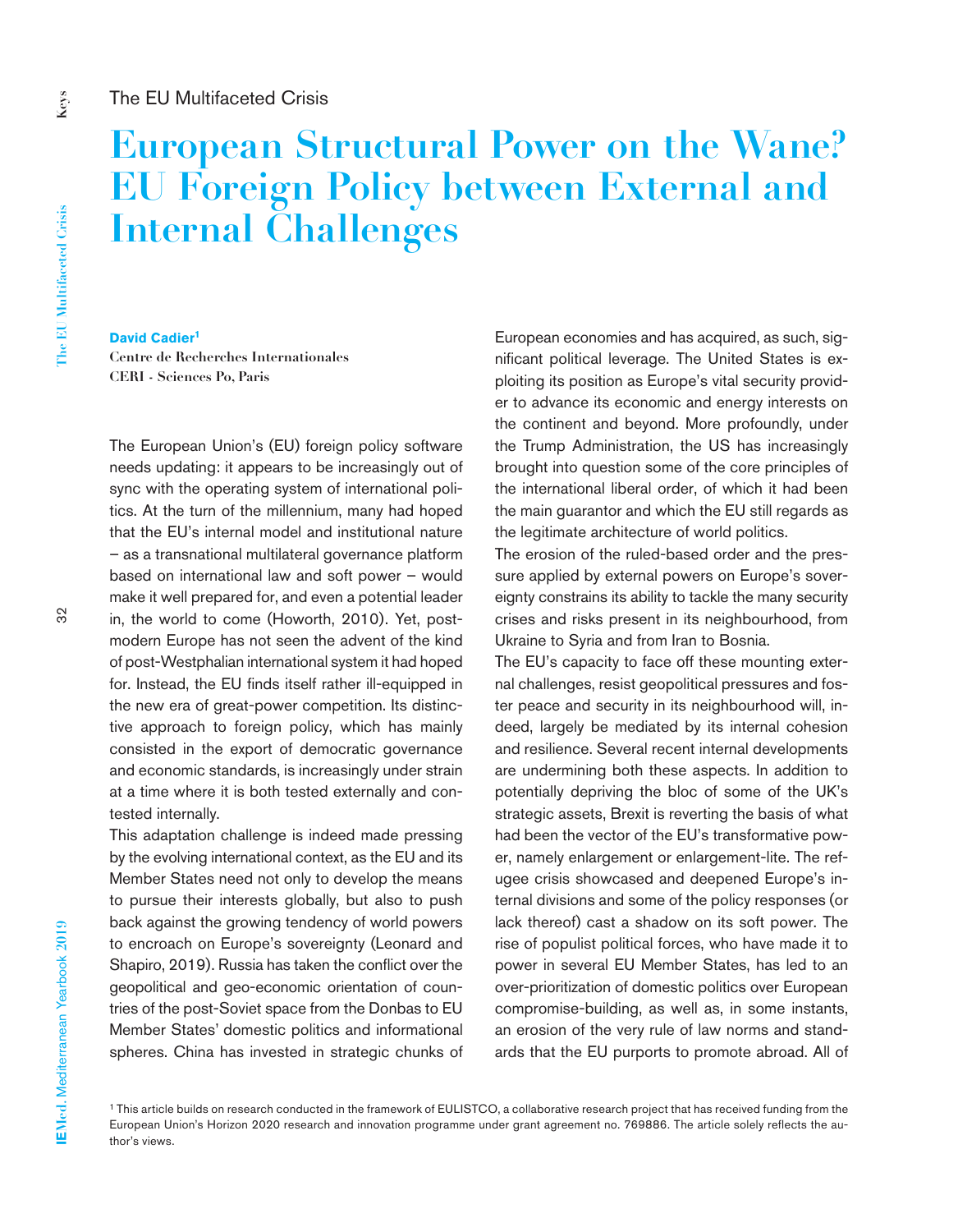The EU Multifaceted Crisis

# European Structural Power on the Wane? EU Foreign Policy between External and Internal Challenges

**David Cadier**[1]
Centre de Recherches Internationales
CERI - Sciences Po, Paris

The European Union's (EU) foreign policy software needs updating: it appears to be increasingly out of sync with the operating system of international politics. At the turn of the millennium, many had hoped that the EU's internal model and institutional nature – as a transnational multilateral governance platform based on international law and soft power – would make it well prepared for, and even a potential leader in, the world to come (Howorth, 2010). Yet, post-modern Europe has not seen the advent of the kind of post-Westphalian international system it had hoped for. Instead, the EU finds itself rather ill-equipped in the new era of great-power competition. Its distinctive approach to foreign policy, which has mainly consisted in the export of democratic governance and economic standards, is increasingly under strain at a time where it is both tested externally and contested internally.

This adaptation challenge is indeed made pressing by the evolving international context, as the EU and its Member States need not only to develop the means to pursue their interests globally, but also to push back against the growing tendency of world powers to encroach on Europe's sovereignty (Leonard and Shapiro, 2019). Russia has taken the conflict over the geopolitical and geo-economic orientation of countries of the post-Soviet space from the Donbas to EU Member States' domestic politics and informational spheres. China has invested in strategic chunks of European economies and has acquired, as such, significant political leverage. The United States is exploiting its position as Europe's vital security provider to advance its economic and energy interests on the continent and beyond. More profoundly, under the Trump Administration, the US has increasingly brought into question some of the core principles of the international liberal order, of which it had been the main guarantor and which the EU still regards as the legitimate architecture of world politics.

The erosion of the ruled-based order and the pressure applied by external powers on Europe's sovereignty constrains its ability to tackle the many security crises and risks present in its neighbourhood, from Ukraine to Syria and from Iran to Bosnia.

The EU's capacity to face off these mounting external challenges, resist geopolitical pressures and foster peace and security in its neighbourhood will, indeed, largely be mediated by its internal cohesion and resilience. Several recent internal developments are undermining both these aspects. In addition to potentially depriving the bloc of some of the UK's strategic assets, Brexit is reverting the basis of what had been the vector of the EU's transformative power, namely enlargement or enlargement-lite. The refugee crisis showcased and deepened Europe's internal divisions and some of the policy responses (or lack thereof) cast a shadow on its soft power. The rise of populist political forces, who have made it to power in several EU Member States, has led to an over-prioritization of domestic politics over European compromise-building, as well as, in some instants, an erosion of the very rule of law norms and standards that the EU purports to promote abroad. All of

[1] This article builds on research conducted in the framework of EULISTCO, a collaborative research project that has received funding from the European Union's Horizon 2020 research and innovation programme under grant agreement no. 769886. The article solely reflects the author's views.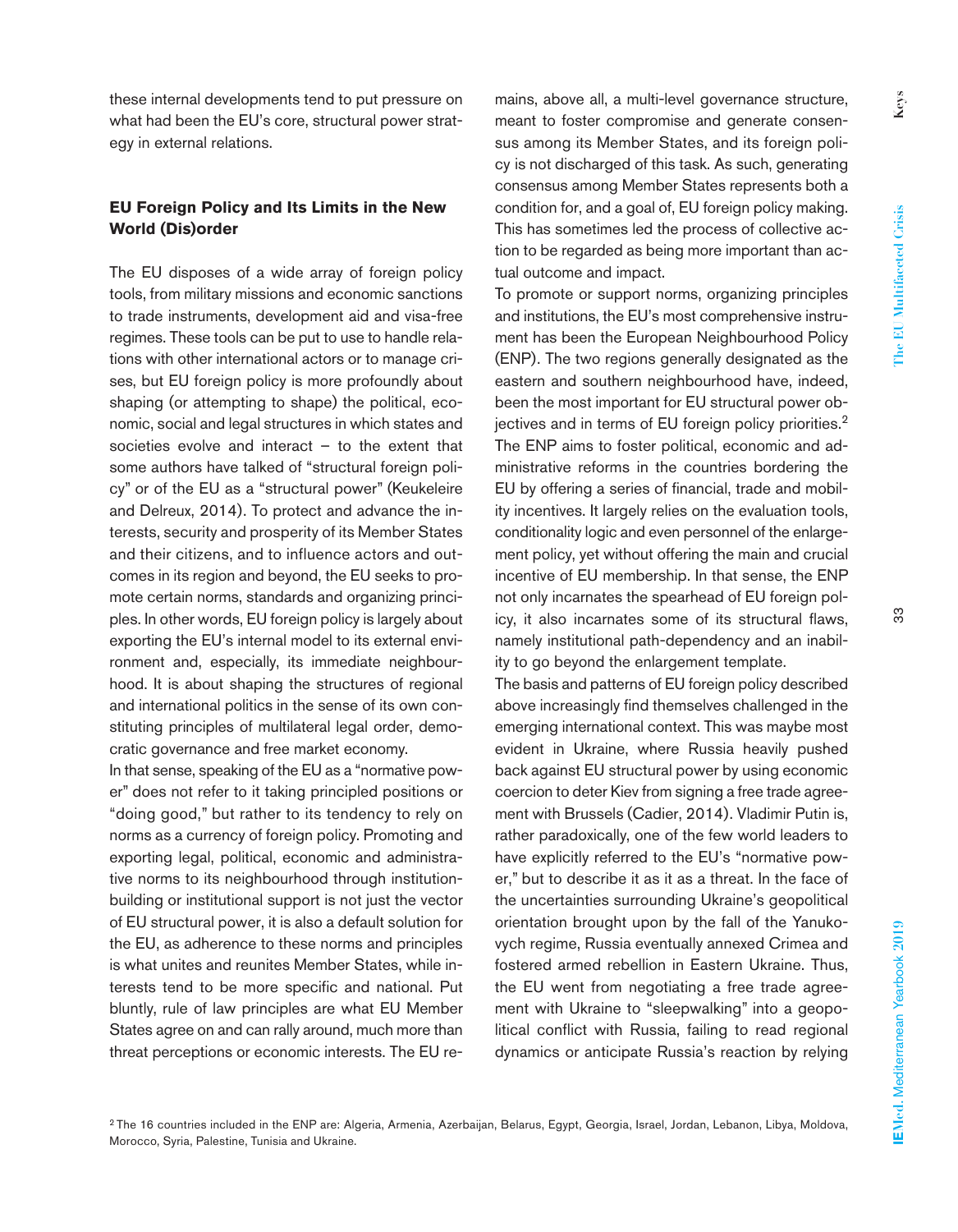these internal developments tend to put pressure on what had been the EU's core, structural power strategy in external relations.

## EU Foreign Policy and Its Limits in the New World (Dis)order

The EU disposes of a wide array of foreign policy tools, from military missions and economic sanctions to trade instruments, development aid and visa-free regimes. These tools can be put to use to handle relations with other international actors or to manage crises, but EU foreign policy is more profoundly about shaping (or attempting to shape) the political, economic, social and legal structures in which states and societies evolve and interact – to the extent that some authors have talked of "structural foreign policy" or of the EU as a "structural power" (Keukeleire and Delreux, 2014). To protect and advance the interests, security and prosperity of its Member States and their citizens, and to influence actors and outcomes in its region and beyond, the EU seeks to promote certain norms, standards and organizing principles. In other words, EU foreign policy is largely about exporting the EU's internal model to its external environment and, especially, its immediate neighbourhood. It is about shaping the structures of regional and international politics in the sense of its own constituting principles of multilateral legal order, democratic governance and free market economy.

In that sense, speaking of the EU as a "normative power" does not refer to it taking principled positions or "doing good," but rather to its tendency to rely on norms as a currency of foreign policy. Promoting and exporting legal, political, economic and administrative norms to its neighbourhood through institution-building or institutional support is not just the vector of EU structural power, it is also a default solution for the EU, as adherence to these norms and principles is what unites and reunites Member States, while interests tend to be more specific and national. Put bluntly, rule of law principles are what EU Member States agree on and can rally around, much more than threat perceptions or economic interests. The EU remains, above all, a multi-level governance structure, meant to foster compromise and generate consensus among its Member States, and its foreign policy is not discharged of this task. As such, generating consensus among Member States represents both a condition for, and a goal of, EU foreign policy making. This has sometimes led the process of collective action to be regarded as being more important than actual outcome and impact.

To promote or support norms, organizing principles and institutions, the EU's most comprehensive instrument has been the European Neighbourhood Policy (ENP). The two regions generally designated as the eastern and southern neighbourhood have, indeed, been the most important for EU structural power objectives and in terms of EU foreign policy priorities.[2] The ENP aims to foster political, economic and administrative reforms in the countries bordering the EU by offering a series of financial, trade and mobility incentives. It largely relies on the evaluation tools, conditionality logic and even personnel of the enlargement policy, yet without offering the main and crucial incentive of EU membership. In that sense, the ENP not only incarnates the spearhead of EU foreign policy, it also incarnates some of its structural flaws, namely institutional path-dependency and an inability to go beyond the enlargement template.

The basis and patterns of EU foreign policy described above increasingly find themselves challenged in the emerging international context. This was maybe most evident in Ukraine, where Russia heavily pushed back against EU structural power by using economic coercion to deter Kiev from signing a free trade agreement with Brussels (Cadier, 2014). Vladimir Putin is, rather paradoxically, one of the few world leaders to have explicitly referred to the EU's "normative power," but to describe it as it as a threat. In the face of the uncertainties surrounding Ukraine's geopolitical orientation brought upon by the fall of the Yanukovych regime, Russia eventually annexed Crimea and fostered armed rebellion in Eastern Ukraine. Thus, the EU went from negotiating a free trade agreement with Ukraine to "sleepwalking" into a geopolitical conflict with Russia, failing to read regional dynamics or anticipate Russia's reaction by relying

[2] The 16 countries included in the ENP are: Algeria, Armenia, Azerbaijan, Belarus, Egypt, Georgia, Israel, Jordan, Lebanon, Libya, Moldova, Morocco, Syria, Palestine, Tunisia and Ukraine.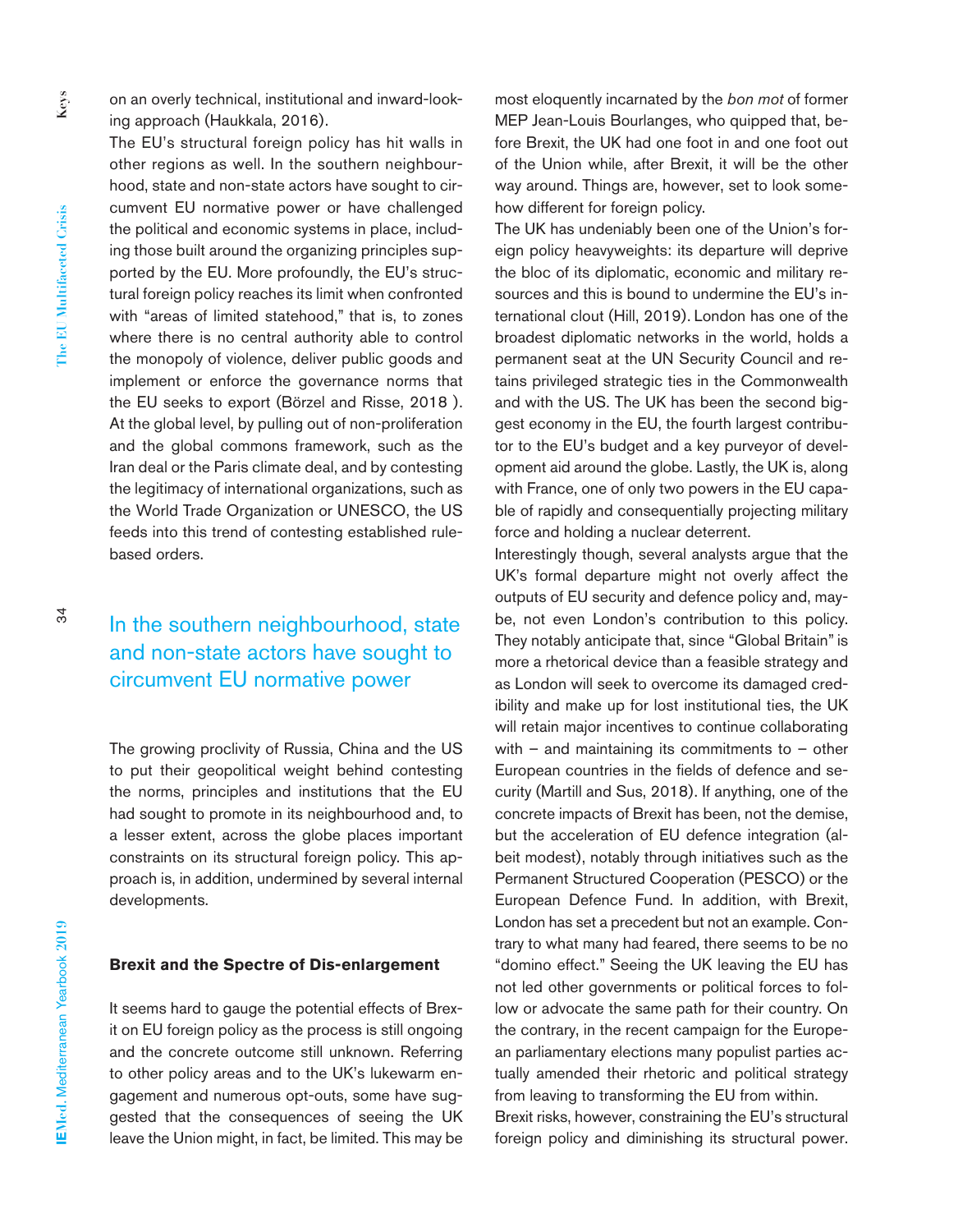on an overly technical, institutional and inward-looking approach (Haukkala, 2016).

The EU's structural foreign policy has hit walls in other regions as well. In the southern neighbourhood, state and non-state actors have sought to circumvent EU normative power or have challenged the political and economic systems in place, including those built around the organizing principles supported by the EU. More profoundly, the EU's structural foreign policy reaches its limit when confronted with "areas of limited statehood," that is, to zones where there is no central authority able to control the monopoly of violence, deliver public goods and implement or enforce the governance norms that the EU seeks to export (Börzel and Risse, 2018 ). At the global level, by pulling out of non-proliferation and the global commons framework, such as the Iran deal or the Paris climate deal, and by contesting the legitimacy of international organizations, such as the World Trade Organization or UNESCO, the US feeds into this trend of contesting established rule-based orders.

> In the southern neighbourhood, state and non-state actors have sought to circumvent EU normative power

The growing proclivity of Russia, China and the US to put their geopolitical weight behind contesting the norms, principles and institutions that the EU had sought to promote in its neighbourhood and, to a lesser extent, across the globe places important constraints on its structural foreign policy. This approach is, in addition, undermined by several internal developments.

### Brexit and the Spectre of Dis-enlargement

It seems hard to gauge the potential effects of Brexit on EU foreign policy as the process is still ongoing and the concrete outcome still unknown. Referring to other policy areas and to the UK's lukewarm engagement and numerous opt-outs, some have suggested that the consequences of seeing the UK leave the Union might, in fact, be limited. This may be most eloquently incarnated by the *bon mot* of former MEP Jean-Louis Bourlanges, who quipped that, before Brexit, the UK had one foot in and one foot out of the Union while, after Brexit, it will be the other way around. Things are, however, set to look somehow different for foreign policy.

The UK has undeniably been one of the Union's foreign policy heavyweights: its departure will deprive the bloc of its diplomatic, economic and military resources and this is bound to undermine the EU's international clout (Hill, 2019). London has one of the broadest diplomatic networks in the world, holds a permanent seat at the UN Security Council and retains privileged strategic ties in the Commonwealth and with the US. The UK has been the second biggest economy in the EU, the fourth largest contributor to the EU's budget and a key purveyor of development aid around the globe. Lastly, the UK is, along with France, one of only two powers in the EU capable of rapidly and consequentially projecting military force and holding a nuclear deterrent.

Interestingly though, several analysts argue that the UK's formal departure might not overly affect the outputs of EU security and defence policy and, maybe, not even London's contribution to this policy. They notably anticipate that, since "Global Britain" is more a rhetorical device than a feasible strategy and as London will seek to overcome its damaged credibility and make up for lost institutional ties, the UK will retain major incentives to continue collaborating with – and maintaining its commitments to – other European countries in the fields of defence and security (Martill and Sus, 2018). If anything, one of the concrete impacts of Brexit has been, not the demise, but the acceleration of EU defence integration (albeit modest), notably through initiatives such as the Permanent Structured Cooperation (PESCO) or the European Defence Fund. In addition, with Brexit, London has set a precedent but not an example. Contrary to what many had feared, there seems to be no "domino effect." Seeing the UK leaving the EU has not led other governments or political forces to follow or advocate the same path for their country. On the contrary, in the recent campaign for the European parliamentary elections many populist parties actually amended their rhetoric and political strategy from leaving to transforming the EU from within.

Brexit risks, however, constraining the EU's structural foreign policy and diminishing its structural power.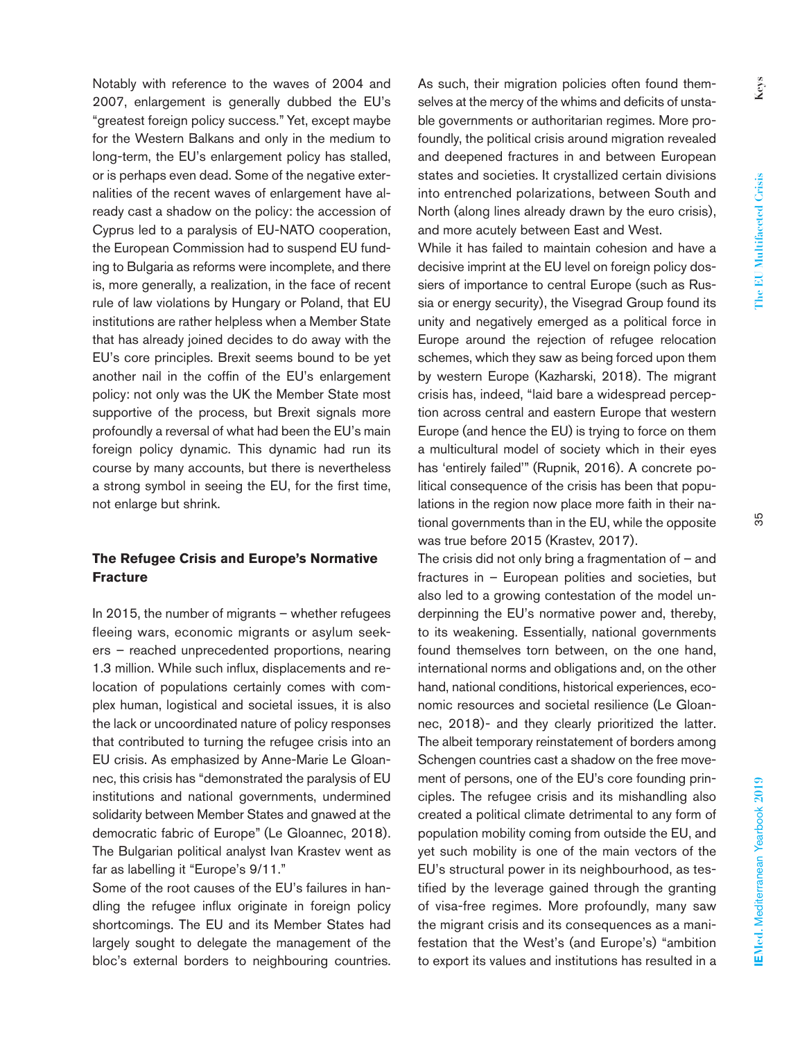Notably with reference to the waves of 2004 and 2007, enlargement is generally dubbed the EU's "greatest foreign policy success." Yet, except maybe for the Western Balkans and only in the medium to long-term, the EU's enlargement policy has stalled, or is perhaps even dead. Some of the negative externalities of the recent waves of enlargement have already cast a shadow on the policy: the accession of Cyprus led to a paralysis of EU-NATO cooperation, the European Commission had to suspend EU funding to Bulgaria as reforms were incomplete, and there is, more generally, a realization, in the face of recent rule of law violations by Hungary or Poland, that EU institutions are rather helpless when a Member State that has already joined decides to do away with the EU's core principles. Brexit seems bound to be yet another nail in the coffin of the EU's enlargement policy: not only was the UK the Member State most supportive of the process, but Brexit signals more profoundly a reversal of what had been the EU's main foreign policy dynamic. This dynamic had run its course by many accounts, but there is nevertheless a strong symbol in seeing the EU, for the first time, not enlarge but shrink.

## The Refugee Crisis and Europe's Normative Fracture

In 2015, the number of migrants – whether refugees fleeing wars, economic migrants or asylum seekers – reached unprecedented proportions, nearing 1.3 million. While such influx, displacements and relocation of populations certainly comes with complex human, logistical and societal issues, it is also the lack or uncoordinated nature of policy responses that contributed to turning the refugee crisis into an EU crisis. As emphasized by Anne-Marie Le Gloannec, this crisis has "demonstrated the paralysis of EU institutions and national governments, undermined solidarity between Member States and gnawed at the democratic fabric of Europe" (Le Gloannec, 2018). The Bulgarian political analyst Ivan Krastev went as far as labelling it "Europe's 9/11."

Some of the root causes of the EU's failures in handling the refugee influx originate in foreign policy shortcomings. The EU and its Member States had largely sought to delegate the management of the bloc's external borders to neighbouring countries. As such, their migration policies often found themselves at the mercy of the whims and deficits of unstable governments or authoritarian regimes. More profoundly, the political crisis around migration revealed and deepened fractures in and between European states and societies. It crystallized certain divisions into entrenched polarizations, between South and North (along lines already drawn by the euro crisis), and more acutely between East and West.

While it has failed to maintain cohesion and have a decisive imprint at the EU level on foreign policy dossiers of importance to central Europe (such as Russia or energy security), the Visegrad Group found its unity and negatively emerged as a political force in Europe around the rejection of refugee relocation schemes, which they saw as being forced upon them by western Europe (Kazharski, 2018). The migrant crisis has, indeed, "laid bare a widespread perception across central and eastern Europe that western Europe (and hence the EU) is trying to force on them a multicultural model of society which in their eyes has 'entirely failed'" (Rupnik, 2016). A concrete political consequence of the crisis has been that populations in the region now place more faith in their national governments than in the EU, while the opposite was true before 2015 (Krastev, 2017).

The crisis did not only bring a fragmentation of – and fractures in – European polities and societies, but also led to a growing contestation of the model underpinning the EU's normative power and, thereby, to its weakening. Essentially, national governments found themselves torn between, on the one hand, international norms and obligations and, on the other hand, national conditions, historical experiences, economic resources and societal resilience (Le Gloannec, 2018)- and they clearly prioritized the latter. The albeit temporary reinstatement of borders among Schengen countries cast a shadow on the free movement of persons, one of the EU's core founding principles. The refugee crisis and its mishandling also created a political climate detrimental to any form of population mobility coming from outside the EU, and yet such mobility is one of the main vectors of the EU's structural power in its neighbourhood, as testified by the leverage gained through the granting of visa-free regimes. More profoundly, many saw the migrant crisis and its consequences as a manifestation that the West's (and Europe's) "ambition to export its values and institutions has resulted in a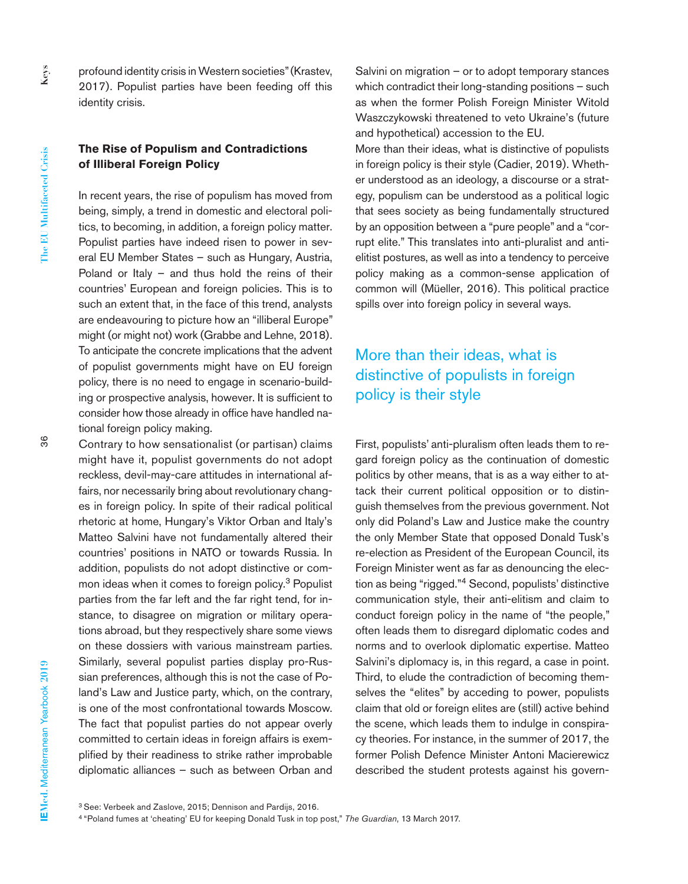profound identity crisis in Western societies" (Krastev, 2017). Populist parties have been feeding off this identity crisis.

### The Rise of Populism and Contradictions of Illiberal Foreign Policy

In recent years, the rise of populism has moved from being, simply, a trend in domestic and electoral politics, to becoming, in addition, a foreign policy matter. Populist parties have indeed risen to power in several EU Member States – such as Hungary, Austria, Poland or Italy – and thus hold the reins of their countries' European and foreign policies. This is to such an extent that, in the face of this trend, analysts are endeavouring to picture how an "illiberal Europe" might (or might not) work (Grabbe and Lehne, 2018). To anticipate the concrete implications that the advent of populist governments might have on EU foreign policy, there is no need to engage in scenario-building or prospective analysis, however. It is sufficient to consider how those already in office have handled national foreign policy making.

Contrary to how sensationalist (or partisan) claims might have it, populist governments do not adopt reckless, devil-may-care attitudes in international affairs, nor necessarily bring about revolutionary changes in foreign policy. In spite of their radical political rhetoric at home, Hungary's Viktor Orban and Italy's Matteo Salvini have not fundamentally altered their countries' positions in NATO or towards Russia. In addition, populists do not adopt distinctive or common ideas when it comes to foreign policy.[3] Populist parties from the far left and the far right tend, for instance, to disagree on migration or military operations abroad, but they respectively share some views on these dossiers with various mainstream parties. Similarly, several populist parties display pro-Russian preferences, although this is not the case of Poland's Law and Justice party, which, on the contrary, is one of the most confrontational towards Moscow. The fact that populist parties do not appear overly committed to certain ideas in foreign affairs is exemplified by their readiness to strike rather improbable diplomatic alliances – such as between Orban and Salvini on migration – or to adopt temporary stances which contradict their long-standing positions – such as when the former Polish Foreign Minister Witold Waszczykowski threatened to veto Ukraine's (future and hypothetical) accession to the EU.

More than their ideas, what is distinctive of populists in foreign policy is their style (Cadier, 2019). Whether understood as an ideology, a discourse or a strategy, populism can be understood as a political logic that sees society as being fundamentally structured by an opposition between a "pure people" and a "corrupt elite." This translates into anti-pluralist and anti-elitist postures, as well as into a tendency to perceive policy making as a common-sense application of common will (Müeller, 2016). This political practice spills over into foreign policy in several ways.

> More than their ideas, what is distinctive of populists in foreign policy is their style

First, populists' anti-pluralism often leads them to regard foreign policy as the continuation of domestic politics by other means, that is as a way either to attack their current political opposition or to distinguish themselves from the previous government. Not only did Poland's Law and Justice make the country the only Member State that opposed Donald Tusk's re-election as President of the European Council, its Foreign Minister went as far as denouncing the election as being "rigged."[4] Second, populists' distinctive communication style, their anti-elitism and claim to conduct foreign policy in the name of "the people," often leads them to disregard diplomatic codes and norms and to overlook diplomatic expertise. Matteo Salvini's diplomacy is, in this regard, a case in point. Third, to elude the contradiction of becoming themselves the "elites" by acceding to power, populists claim that old or foreign elites are (still) active behind the scene, which leads them to indulge in conspiracy theories. For instance, in the summer of 2017, the former Polish Defence Minister Antoni Macierewicz described the student protests against his govern-

---

[3] See: Verbeek and Zaslove, 2015; Dennison and Pardijs, 2016.

[4] "Poland fumes at 'cheating' EU for keeping Donald Tusk in top post," *The Guardian*, 13 March 2017.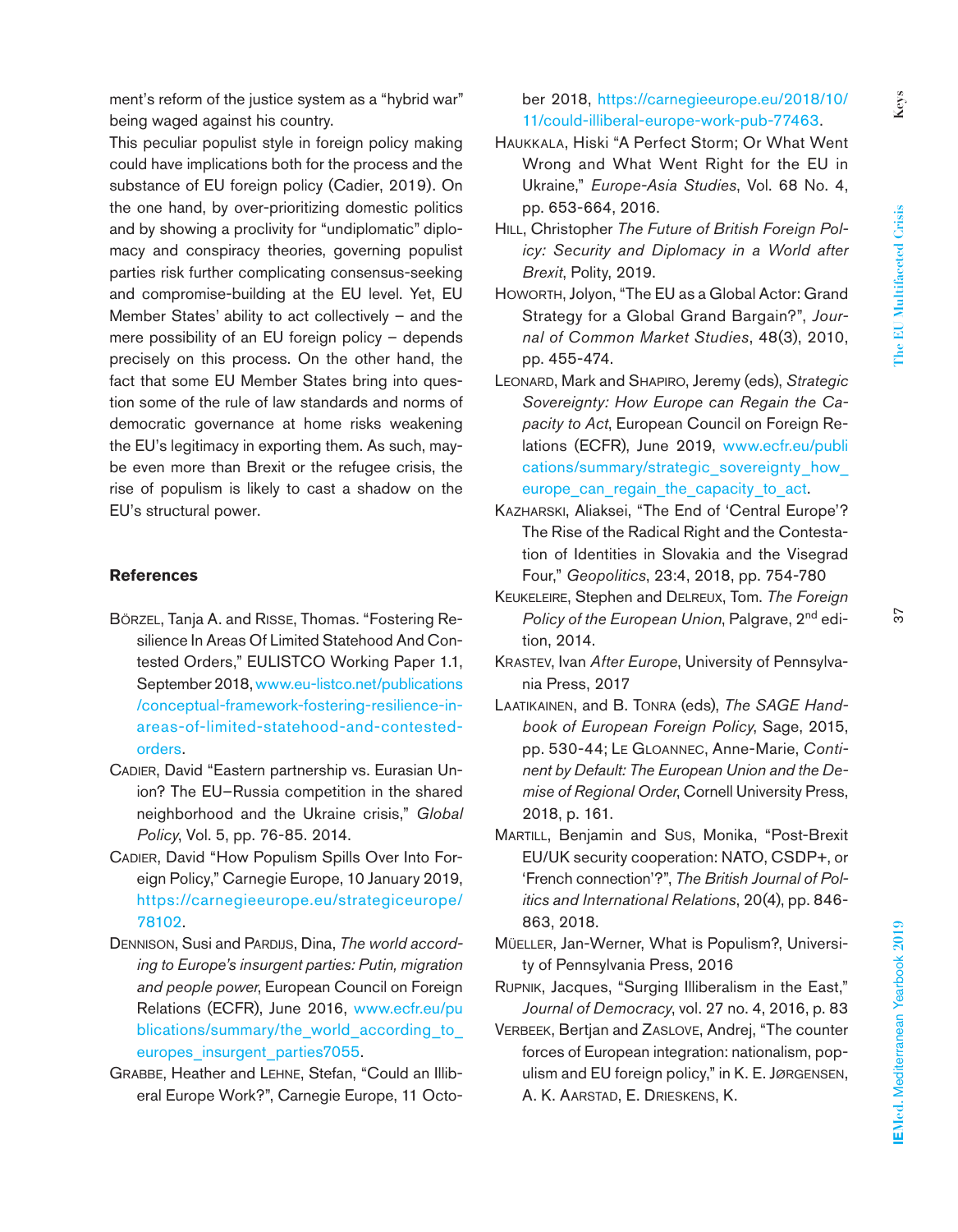ment's reform of the justice system as a "hybrid war" being waged against his country.

This peculiar populist style in foreign policy making could have implications both for the process and the substance of EU foreign policy (Cadier, 2019). On the one hand, by over-prioritizing domestic politics and by showing a proclivity for "undiplomatic" diplomacy and conspiracy theories, governing populist parties risk further complicating consensus-seeking and compromise-building at the EU level. Yet, EU Member States' ability to act collectively – and the mere possibility of an EU foreign policy – depends precisely on this process. On the other hand, the fact that some EU Member States bring into question some of the rule of law standards and norms of democratic governance at home risks weakening the EU's legitimacy in exporting them. As such, maybe even more than Brexit or the refugee crisis, the rise of populism is likely to cast a shadow on the EU's structural power.

## References

Börzel, Tanja A. and Risse, Thomas. "Fostering Resilience In Areas Of Limited Statehood And Contested Orders," EULISTCO Working Paper 1.1, September 2018, www.eu-listco.net/publications/conceptual-framework-fostering-resilience-in-areas-of-limited-statehood-and-contested-orders.

Cadier, David "Eastern partnership vs. Eurasian Union? The EU–Russia competition in the shared neighborhood and the Ukraine crisis," *Global Policy*, Vol. 5, pp. 76-85. 2014.

Cadier, David "How Populism Spills Over Into Foreign Policy," Carnegie Europe, 10 January 2019, https://carnegieeurope.eu/strategiceurope/78102.

Dennison, Susi and Pardijs, Dina, *The world according to Europe's insurgent parties: Putin, migration and people power*, European Council on Foreign Relations (ECFR), June 2016, www.ecfr.eu/publications/summary/the_world_according_to_europes_insurgent_parties7055.

Grabbe, Heather and Lehne, Stefan, "Could an Illiberal Europe Work?", Carnegie Europe, 11 October 2018, https://carnegieeurope.eu/2018/10/11/could-illiberal-europe-work-pub-77463.

Haukkala, Hiski "A Perfect Storm; Or What Went Wrong and What Went Right for the EU in Ukraine," *Europe-Asia Studies*, Vol. 68 No. 4, pp. 653-664, 2016.

Hill, Christopher *The Future of British Foreign Policy: Security and Diplomacy in a World after Brexit*, Polity, 2019.

Howorth, Jolyon, "The EU as a Global Actor: Grand Strategy for a Global Grand Bargain?", *Journal of Common Market Studies*, 48(3), 2010, pp. 455-474.

Leonard, Mark and Shapiro, Jeremy (eds), *Strategic Sovereignty: How Europe can Regain the Capacity to Act*, European Council on Foreign Relations (ECFR), June 2019, www.ecfr.eu/publications/summary/strategic_sovereignty_how_europe_can_regain_the_capacity_to_act.

Kazharski, Aliaksei, "The End of 'Central Europe'? The Rise of the Radical Right and the Contestation of Identities in Slovakia and the Visegrad Four," *Geopolitics*, 23:4, 2018, pp. 754-780

Keukeleire, Stephen and Delreux, Tom. *The Foreign Policy of the European Union*, Palgrave, 2nd edition, 2014.

Krastev, Ivan *After Europe*, University of Pennsylvania Press, 2017

Laatikainen, and B. Tonra (eds), *The SAGE Handbook of European Foreign Policy*, Sage, 2015, pp. 530-44; Le Gloannec, Anne-Marie, *Continent by Default: The European Union and the Demise of Regional Order*, Cornell University Press, 2018, p. 161.

Martill, Benjamin and Sus, Monika, "Post-Brexit EU/UK security cooperation: NATO, CSDP+, or 'French connection'?", *The British Journal of Politics and International Relations*, 20(4), pp. 846-863, 2018.

Müeller, Jan-Werner, What is Populism?, University of Pennsylvania Press, 2016

Rupnik, Jacques, "Surging Illiberalism in the East," *Journal of Democracy*, vol. 27 no. 4, 2016, p. 83

Verbeek, Bertjan and Zaslove, Andrej, "The counter forces of European integration: nationalism, populism and EU foreign policy," in K. E. Jørgensen, A. K. Aarstad, E. Drieskens, K.